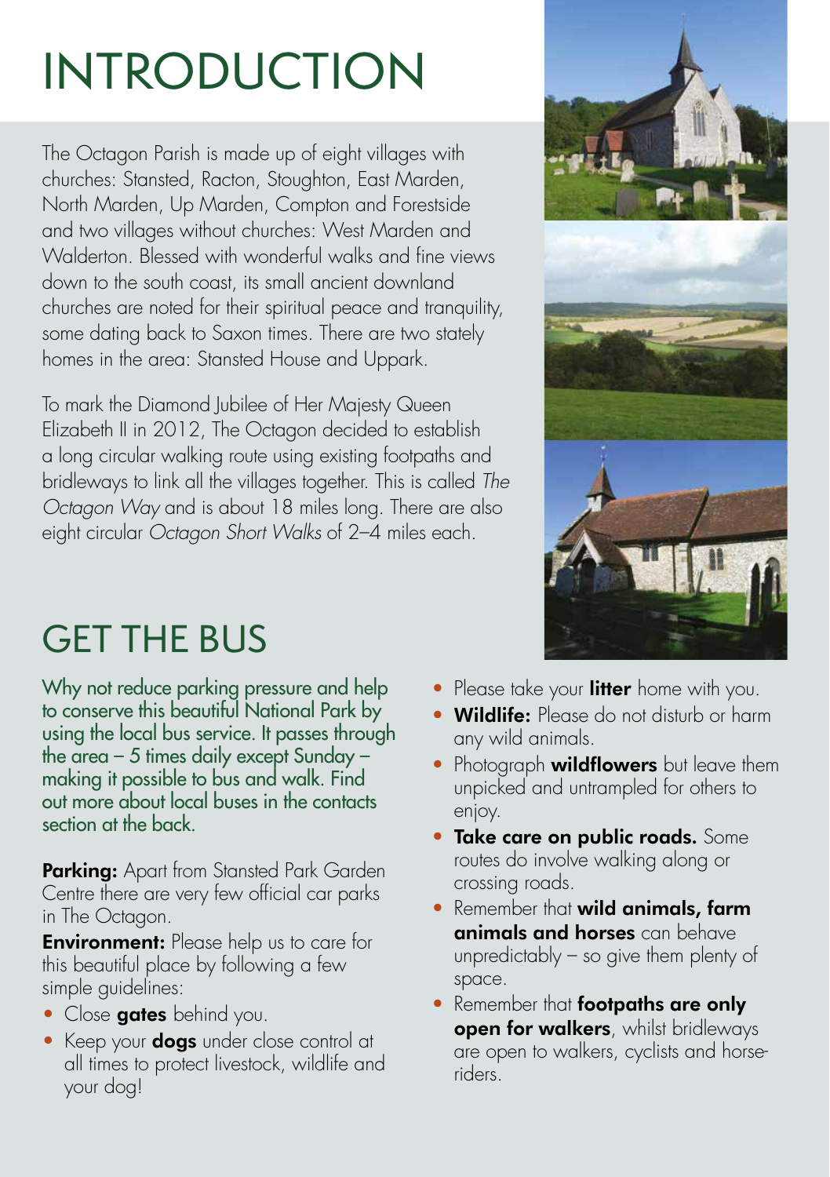# INTRODUCTION

The Octagon Parish is made up of eight villages with churches: Stansted, Racton, Stoughton, East Marden, North Marden, Up Marden, Compton and Forestside and two villages without churches: West Marden and Walderton. Blessed with wonderful walks and fine views down to the south coast, its small ancient downland churches are noted for their spiritual peace and tranquility, some dating back to Saxon times. There are two stately homes in the area: Stansted House and Uppark.

To mark the Diamond Jubilee of Her Majesty Queen Elizabeth II in 2012, The Octagon decided to establish a long circular walking route using existing footpaths and bridleways to link all the villages together. This is called *The Octagon Way* and is about 18 miles long. There are also eight circular *Octagon Short Walks* of 2–4 miles each.

# GET THE BUS

Why not reduce parking pressure and help to conserve this beautiful National Park by using the local bus service. It passes through the area – 5 times daily except Sunday – making it possible to bus and walk. Find out more about local buses in the contacts section at the back.

**Parking:** Apart from Stansted Park Garden Centre there are very few official car parks in The Octagon.

**Environment:** Please help us to care for this beautiful place by following a few simple guidelines:

- Close **gates** behind you.
- Keep your **dogs** under close control at all times to protect livestock, wildlife and your dog!
- Please take your **litter** home with you.
- **Wildlife:** Please do not disturb or harm any wild animals.
- Photograph **wildflowers** but leave them unpicked and untrampled for others to enjoy.
- **Take care on public roads.** Some routes do involve walking along or crossing roads.
- Remember that **wild animals, farm animals and horses** can behave unpredictably – so give them plenty of space.
- Remember that **footpaths are only open for walkers**, whilst bridleways are open to walkers, cyclists and horse-riders.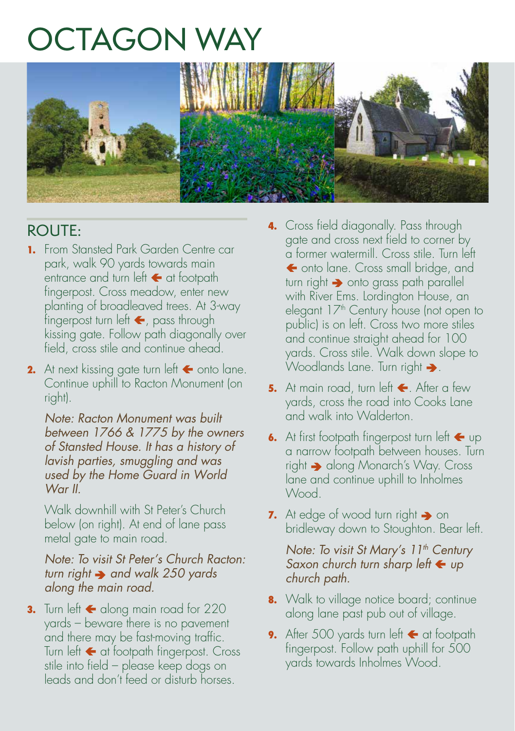# OCTAGON WAY

## ROUTE:

1. From Stansted Park Garden Centre car park, walk 90 yards towards main entrance and turn left ← at footpath fingerpost. Cross meadow, enter new planting of broadleaved trees. At 3-way fingerpost turn left ←, pass through kissing gate. Follow path diagonally over field, cross stile and continue ahead.

2. At next kissing gate turn left ← onto lane. Continue uphill to Racton Monument (on right).

   *Note: Racton Monument was built between 1766 & 1775 by the owners of Stansted House. It has a history of lavish parties, smuggling and was used by the Home Guard in World War II.*

   Walk downhill with St Peter's Church below (on right). At end of lane pass metal gate to main road.

   *Note: To visit St Peter's Church Racton: turn right → and walk 250 yards along the main road.*

3. Turn left ← along main road for 220 yards – beware there is no pavement and there may be fast-moving traffic. Turn left ← at footpath fingerpost. Cross stile into field – please keep dogs on leads and don't feed or disturb horses.

4. Cross field diagonally. Pass through gate and cross next field to corner by a former watermill. Cross stile. Turn left ← onto lane. Cross small bridge, and turn right → onto grass path parallel with River Ems. Lordington House, an elegant 17th Century house (not open to public) is on left. Cross two more stiles and continue straight ahead for 100 yards. Cross stile. Walk down slope to Woodlands Lane. Turn right →.

5. At main road, turn left ←. After a few yards, cross the road into Cooks Lane and walk into Walderton.

6. At first footpath fingerpost turn left ← up a narrow footpath between houses. Turn right → along Monarch's Way. Cross lane and continue uphill to Inholmes Wood.

7. At edge of wood turn right → on bridleway down to Stoughton. Bear left.

   *Note: To visit St Mary's 11th Century Saxon church turn sharp left ← up church path.*

8. Walk to village notice board; continue along lane past pub out of village.

9. After 500 yards turn left ← at footpath fingerpost. Follow path uphill for 500 yards towards Inholmes Wood.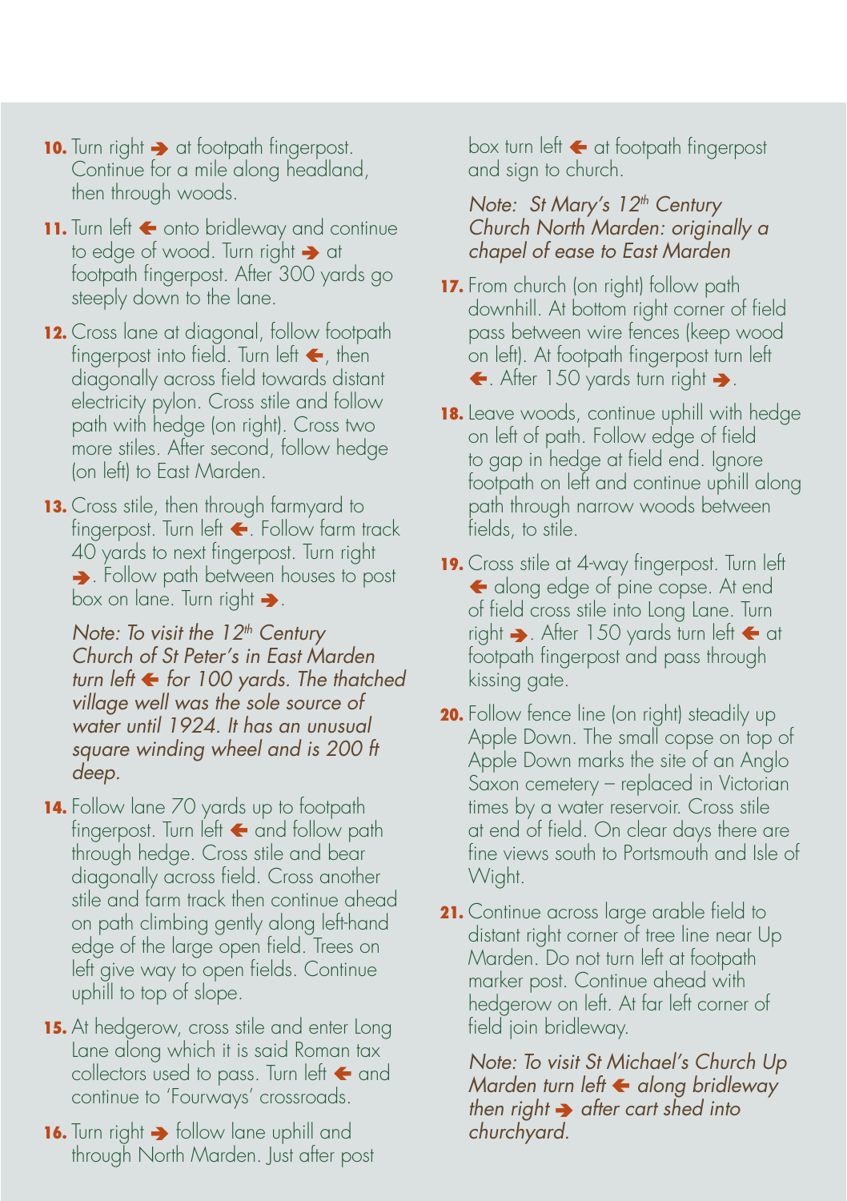**10.** Turn right ➔ at footpath fingerpost. Continue for a mile along headland, then through woods.

**11.** Turn left 🡐 onto bridleway and continue to edge of wood. Turn right ➔ at footpath fingerpost. After 300 yards go steeply down to the lane.

**12.** Cross lane at diagonal, follow footpath fingerpost into field. Turn left 🡐, then diagonally across field towards distant electricity pylon. Cross stile and follow path with hedge (on right). Cross two more stiles. After second, follow hedge (on left) to East Marden.

**13.** Cross stile, then through farmyard to fingerpost. Turn left 🡐. Follow farm track 40 yards to next fingerpost. Turn right ➔. Follow path between houses to post box on lane. Turn right ➔.

*Note: To visit the 12th Century Church of St Peter's in East Marden turn left 🡐 for 100 yards. The thatched village well was the sole source of water until 1924. It has an unusual square winding wheel and is 200 ft deep.*

**14.** Follow lane 70 yards up to footpath fingerpost. Turn left 🡐 and follow path through hedge. Cross stile and bear diagonally across field. Cross another stile and farm track then continue ahead on path climbing gently along left-hand edge of the large open field. Trees on left give way to open fields. Continue uphill to top of slope.

**15.** At hedgerow, cross stile and enter Long Lane along which it is said Roman tax collectors used to pass. Turn left 🡐 and continue to 'Fourways' crossroads.

**16.** Turn right ➔ follow lane uphill and through North Marden. Just after post box turn left 🡐 at footpath fingerpost and sign to church.

*Note: St Mary's 12th Century Church North Marden: originally a chapel of ease to East Marden*

**17.** From church (on right) follow path downhill. At bottom right corner of field pass between wire fences (keep wood on left). At footpath fingerpost turn left 🡐. After 150 yards turn right ➔.

**18.** Leave woods, continue uphill with hedge on left of path. Follow edge of field to gap in hedge at field end. Ignore footpath on left and continue uphill along path through narrow woods between fields, to stile.

**19.** Cross stile at 4-way fingerpost. Turn left 🡐 along edge of pine copse. At end of field cross stile into Long Lane. Turn right ➔. After 150 yards turn left 🡐 at footpath fingerpost and pass through kissing gate.

**20.** Follow fence line (on right) steadily up Apple Down. The small copse on top of Apple Down marks the site of an Anglo Saxon cemetery – replaced in Victorian times by a water reservoir. Cross stile at end of field. On clear days there are fine views south to Portsmouth and Isle of Wight.

**21.** Continue across large arable field to distant right corner of tree line near Up Marden. Do not turn left at footpath marker post. Continue ahead with hedgerow on left. At far left corner of field join bridleway.

*Note: To visit St Michael's Church Up Marden turn left 🡐 along bridleway then right ➔ after cart shed into churchyard.*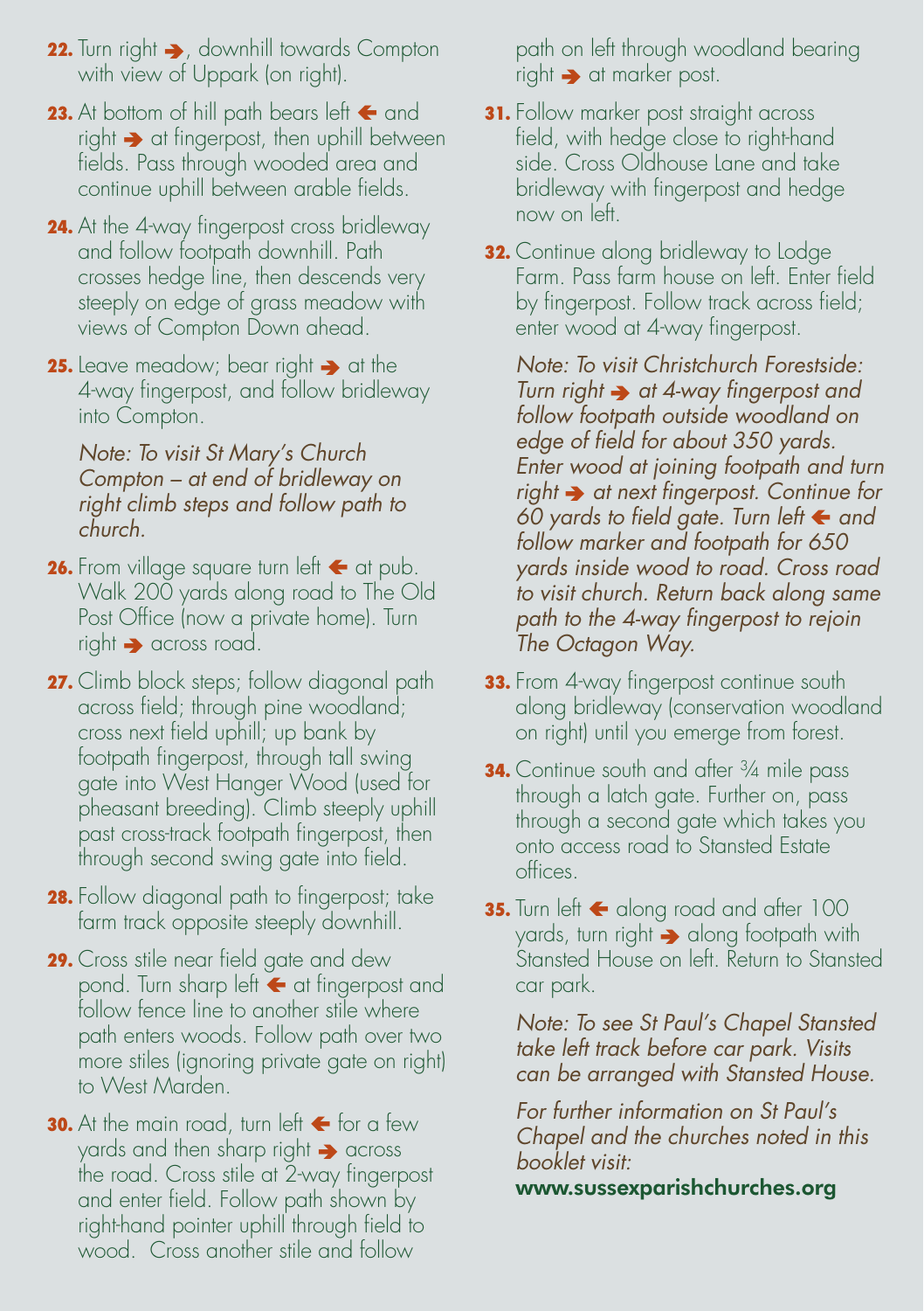**22.** Turn right ➔, downhill towards Compton with view of Uppark (on right).

**23.** At bottom of hill path bears left ← and right ➔ at fingerpost, then uphill between fields. Pass through wooded area and continue uphill between arable fields.

**24.** At the 4-way fingerpost cross bridleway and follow footpath downhill. Path crosses hedge line, then descends very steeply on edge of grass meadow with views of Compton Down ahead.

**25.** Leave meadow; bear right ➔ at the 4-way fingerpost, and follow bridleway into Compton.

*Note: To visit St Mary's Church Compton – at end of bridleway on right climb steps and follow path to church.*

**26.** From village square turn left ← at pub. Walk 200 yards along road to The Old Post Office (now a private home). Turn right ➔ across road.

**27.** Climb block steps; follow diagonal path across field; through pine woodland; cross next field uphill; up bank by footpath fingerpost, through tall swing gate into West Hanger Wood (used for pheasant breeding). Climb steeply uphill past cross-track footpath fingerpost, then through second swing gate into field.

**28.** Follow diagonal path to fingerpost; take farm track opposite steeply downhill.

**29.** Cross stile near field gate and dew pond. Turn sharp left ← at fingerpost and follow fence line to another stile where path enters woods. Follow path over two more stiles (ignoring private gate on right) to West Marden.

**30.** At the main road, turn left ← for a few yards and then sharp right ➔ across the road. Cross stile at 2-way fingerpost and enter field. Follow path shown by right-hand pointer uphill through field to wood. Cross another stile and follow path on left through woodland bearing right ➔ at marker post.

**31.** Follow marker post straight across field, with hedge close to right-hand side. Cross Oldhouse Lane and take bridleway with fingerpost and hedge now on left.

**32.** Continue along bridleway to Lodge Farm. Pass farm house on left. Enter field by fingerpost. Follow track across field; enter wood at 4-way fingerpost.

*Note: To visit Christchurch Forestside: Turn right ➔ at 4-way fingerpost and follow footpath outside woodland on edge of field for about 350 yards. Enter wood at joining footpath and turn right ➔ at next fingerpost. Continue for 60 yards to field gate. Turn left ← and follow marker and footpath for 650 yards inside wood to road. Cross road to visit church. Return back along same path to the 4-way fingerpost to rejoin The Octagon Way.*

**33.** From 4-way fingerpost continue south along bridleway (conservation woodland on right) until you emerge from forest.

**34.** Continue south and after ¾ mile pass through a latch gate. Further on, pass through a second gate which takes you onto access road to Stansted Estate offices.

**35.** Turn left ← along road and after 100 yards, turn right ➔ along footpath with Stansted House on left. Return to Stansted car park.

*Note: To see St Paul's Chapel Stansted take left track before car park. Visits can be arranged with Stansted House.*

*For further information on St Paul's Chapel and the churches noted in this booklet visit:*

**www.sussexparishchurches.org**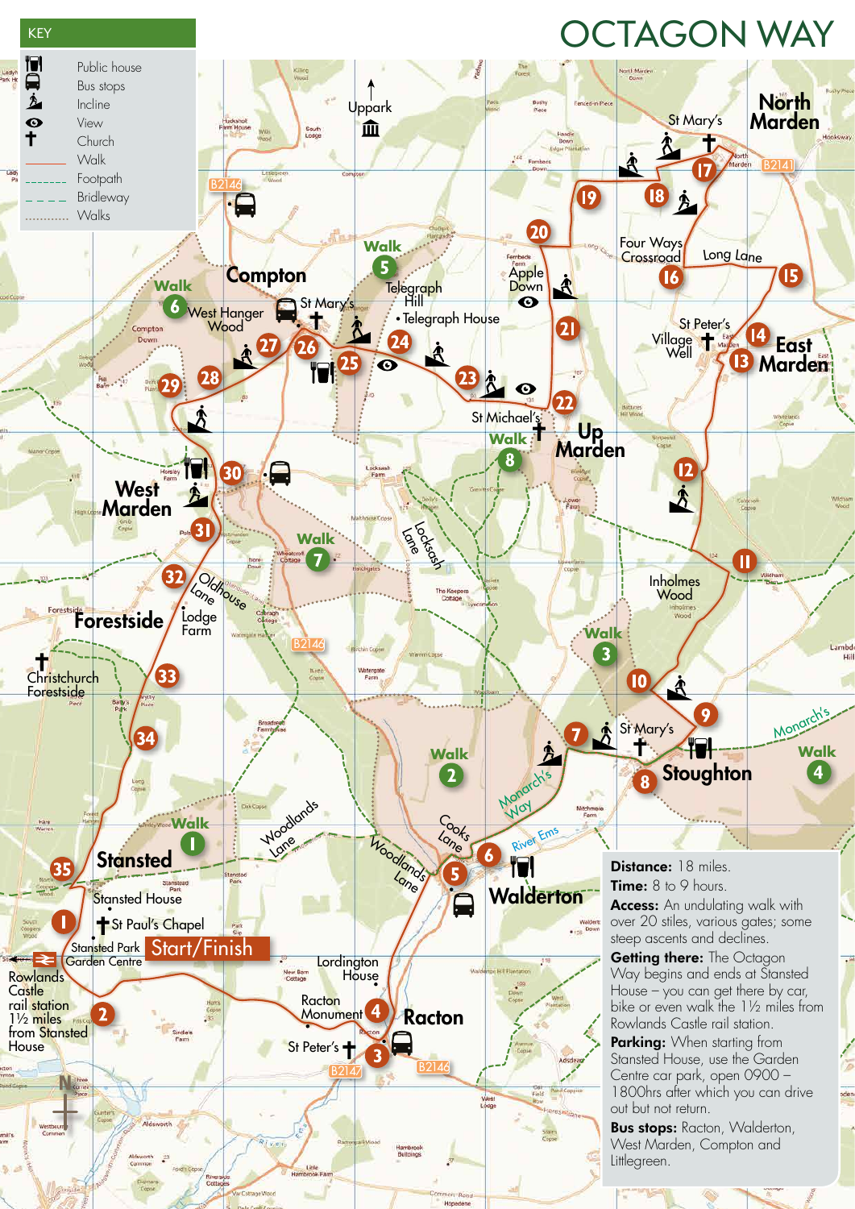# OCTAGON WAY

## KEY

- Public house
- Bus stops
- Incline
- View
- Church
- Walk
- Footpath
- Bridleway
- Walks

**Distance:** 18 miles.

**Time:** 8 to 9 hours.

**Access:** An undulating walk with over 20 stiles, various gates; some steep ascents and declines.

**Getting there:** The Octagon Way begins and ends at Stansted House – you can get there by car, bike or even walk the 1½ miles from Rowlands Castle rail station.

**Parking:** When starting from Stansted House, use the Garden Centre car park, open 0900 – 1800hrs after which you can drive out but not return.

**Bus stops:** Racton, Walderton, West Marden, Compton and Littlegreen.

Start/Finish

Rowlands Castle rail station 1½ miles from Stansted House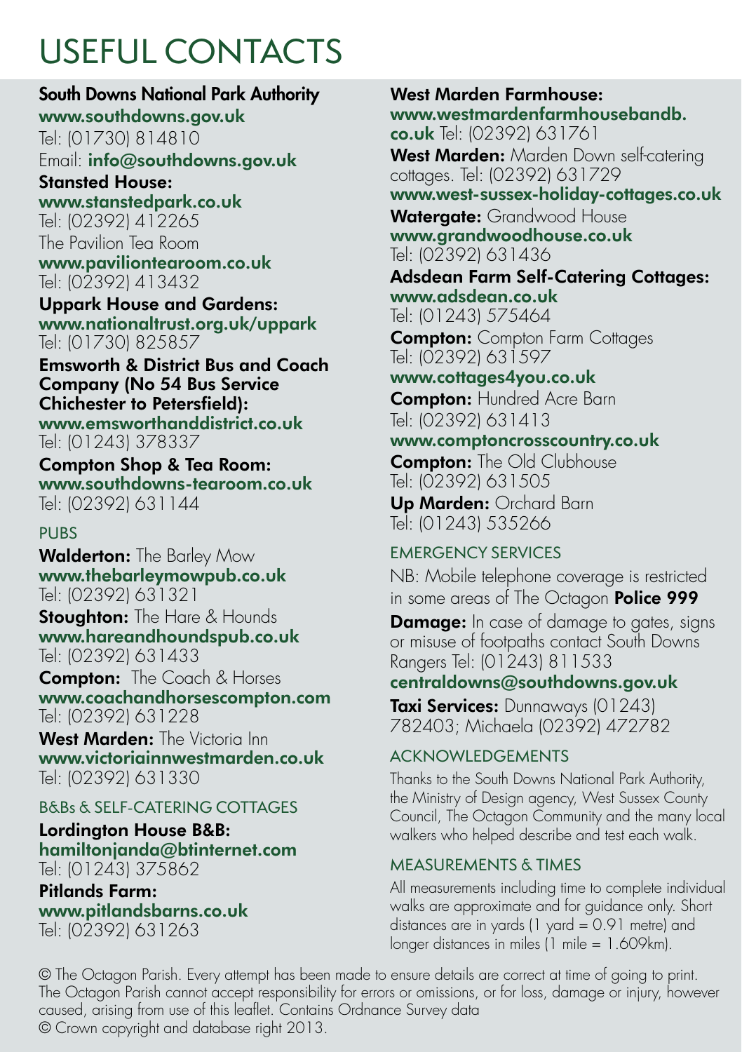# USEFUL CONTACTS

**South Downs National Park Authority**
**www.southdowns.gov.uk**
Tel: (01730) 814810
Email: **info@southdowns.gov.uk**

**Stansted House:**
**www.stanstedpark.co.uk**
Tel: (02392) 412265
The Pavilion Tea Room
**www.paviliontearoom.co.uk**
Tel: (02392) 413432

**Uppark House and Gardens:**
**www.nationaltrust.org.uk/uppark**
Tel: (01730) 825857

**Emsworth & District Bus and Coach Company (No 54 Bus Service Chichester to Petersfield):**
**www.emsworthanddistrict.co.uk**
Tel: (01243) 378337

**Compton Shop & Tea Room:**
**www.southdowns-tearoom.co.uk**
Tel: (02392) 631144

## PUBS

**Walderton:** The Barley Mow
**www.thebarleymowpub.co.uk**
Tel: (02392) 631321

**Stoughton:** The Hare & Hounds
**www.hareandhoundspub.co.uk**
Tel: (02392) 631433

**Compton:** The Coach & Horses
**www.coachandhorsescompton.com**
Tel: (02392) 631228

**West Marden:** The Victoria Inn
**www.victoriainnwestmarden.co.uk**
Tel: (02392) 631330

## B&Bs & SELF-CATERING COTTAGES

**Lordington House B&B:**
**hamiltonjanda@btinternet.com**
Tel: (01243) 375862

**Pitlands Farm:**
**www.pitlandsbarns.co.uk**
Tel: (02392) 631263

**West Marden Farmhouse:**
**www.westmardenfarmhousebandb.co.uk** Tel: (02392) 631761

**West Marden:** Marden Down self-catering cottages. Tel: (02392) 631729
**www.west-sussex-holiday-cottages.co.uk**

**Watergate:** Grandwood House
**www.grandwoodhouse.co.uk**
Tel: (02392) 631436

**Adsdean Farm Self-Catering Cottages:**
**www.adsdean.co.uk**
Tel: (01243) 575464

**Compton:** Compton Farm Cottages
Tel: (02392) 631597
**www.cottages4you.co.uk**

**Compton:** Hundred Acre Barn
Tel: (02392) 631413
**www.comptoncrosscountry.co.uk**

**Compton:** The Old Clubhouse
Tel: (02392) 631505

**Up Marden:** Orchard Barn
Tel: (01243) 535266

## EMERGENCY SERVICES

NB: Mobile telephone coverage is restricted in some areas of The Octagon **Police 999**

**Damage:** In case of damage to gates, signs or misuse of footpaths contact South Downs Rangers Tel: (01243) 811533
**centraldowns@southdowns.gov.uk**

**Taxi Services:** Dunnaways (01243) 782403; Michaela (02392) 472782

## ACKNOWLEDGEMENTS

Thanks to the South Downs National Park Authority, the Ministry of Design agency, West Sussex County Council, The Octagon Community and the many local walkers who helped describe and test each walk.

## MEASUREMENTS & TIMES

All measurements including time to complete individual walks are approximate and for guidance only. Short distances are in yards (1 yard = 0.91 metre) and longer distances in miles (1 mile = 1.609km).

© The Octagon Parish. Every attempt has been made to ensure details are correct at time of going to print. The Octagon Parish cannot accept responsibility for errors or omissions, or for loss, damage or injury, however caused, arising from use of this leaflet. Contains Ordnance Survey data
© Crown copyright and database right 2013.